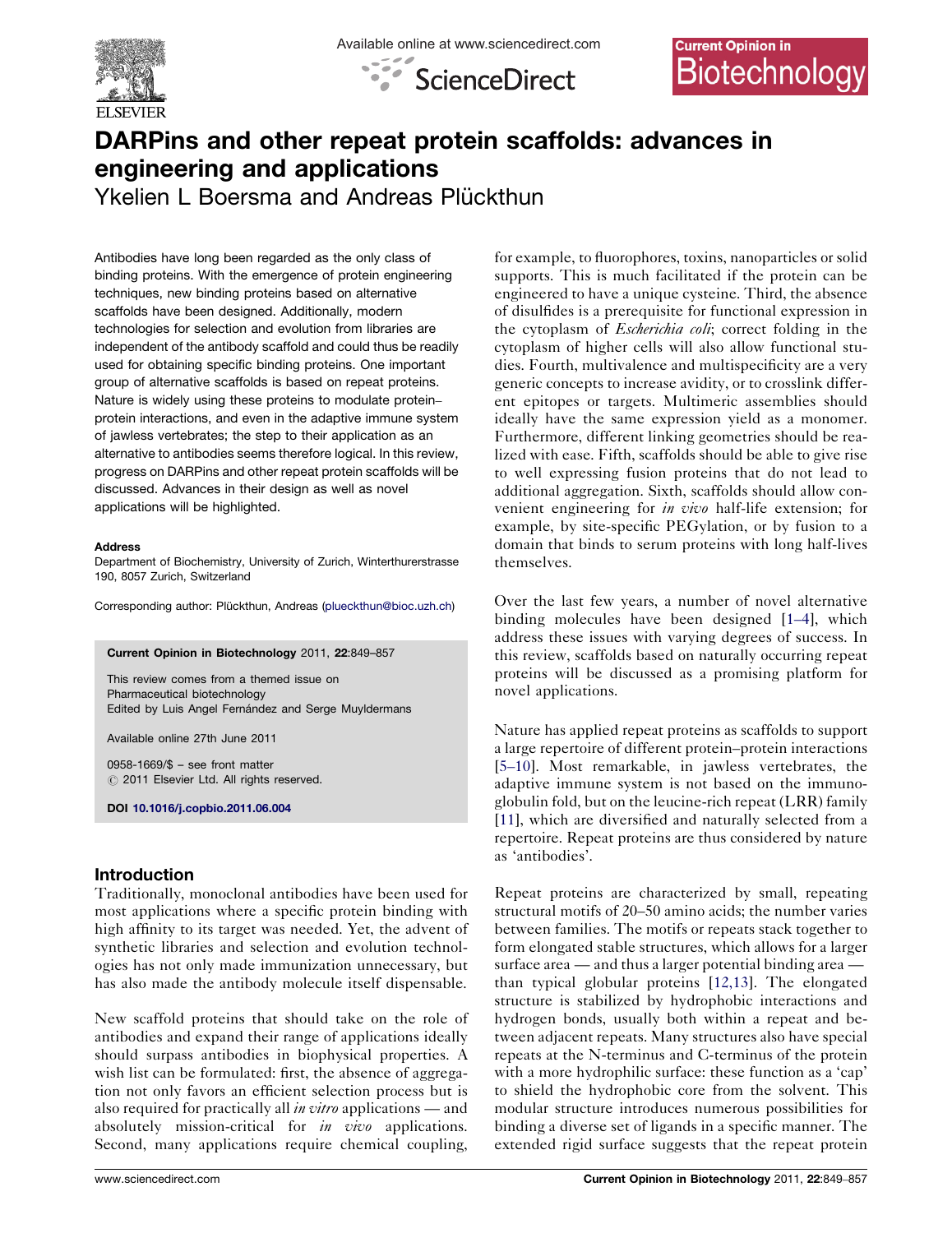# DARPins and other repeat protein scaffolds: advances in engineering and applications

Ykelien L Boersma and Andreas Plückthun

Antibodies have long been regarded as the only class of binding proteins. With the emergence of protein engineering techniques, new binding proteins based on alternative scaffolds have been designed. Additionally, modern technologies for selection and evolution from libraries are independent of the antibody scaffold and could thus be readily used for obtaining specific binding proteins. One important group of alternative scaffolds is based on repeat proteins. Nature is widely using these proteins to modulate protein–protein interactions, and even in the adaptive immune system of jawless vertebrates; the step to their application as an alternative to antibodies seems therefore logical. In this review, progress on DARPins and other repeat protein scaffolds will be discussed. Advances in their design as well as novel applications will be highlighted.

**Address**

Department of Biochemistry, University of Zurich, Winterthurerstrasse 190, 8057 Zurich, Switzerland

Corresponding author: Plückthun, Andreas (plueckthun@bioc.uzh.ch)

**Current Opinion in Biotechnology** 2011, **22**:849–857

This review comes from a themed issue on Pharmaceutical biotechnology
Edited by Luis Angel Fernández and Serge Muyldermans

Available online 27th June 2011

0958-1669/$ – see front matter
© 2011 Elsevier Ltd. All rights reserved.

**DOI** 10.1016/j.copbio.2011.06.004

## Introduction

Traditionally, monoclonal antibodies have been used for most applications where a specific protein binding with high affinity to its target was needed. Yet, the advent of synthetic libraries and selection and evolution technologies has not only made immunization unnecessary, but has also made the antibody molecule itself dispensable.

New scaffold proteins that should take on the role of antibodies and expand their range of applications ideally should surpass antibodies in biophysical properties. A wish list can be formulated: first, the absence of aggregation not only favors an efficient selection process but is also required for practically all *in vitro* applications — and absolutely mission-critical for *in vivo* applications. Second, many applications require chemical coupling, for example, to fluorophores, toxins, nanoparticles or solid supports. This is much facilitated if the protein can be engineered to have a unique cysteine. Third, the absence of disulfides is a prerequisite for functional expression in the cytoplasm of *Escherichia coli*; correct folding in the cytoplasm of higher cells will also allow functional studies. Fourth, multivalence and multispecificity are a very generic concepts to increase avidity, or to crosslink different epitopes or targets. Multimeric assemblies should ideally have the same expression yield as a monomer. Furthermore, different linking geometries should be realized with ease. Fifth, scaffolds should be able to give rise to well expressing fusion proteins that do not lead to additional aggregation. Sixth, scaffolds should allow convenient engineering for *in vivo* half-life extension; for example, by site-specific PEGylation, or by fusion to a domain that binds to serum proteins with long half-lives themselves.

Over the last few years, a number of novel alternative binding molecules have been designed [1–4], which address these issues with varying degrees of success. In this review, scaffolds based on naturally occurring repeat proteins will be discussed as a promising platform for novel applications.

Nature has applied repeat proteins as scaffolds to support a large repertoire of different protein–protein interactions [5–10]. Most remarkable, in jawless vertebrates, the adaptive immune system is not based on the immunoglobulin fold, but on the leucine-rich repeat (LRR) family [11], which are diversified and naturally selected from a repertoire. Repeat proteins are thus considered by nature as 'antibodies'.

Repeat proteins are characterized by small, repeating structural motifs of 20–50 amino acids; the number varies between families. The motifs or repeats stack together to form elongated stable structures, which allows for a larger surface area — and thus a larger potential binding area — than typical globular proteins [12,13]. The elongated structure is stabilized by hydrophobic interactions and hydrogen bonds, usually both within a repeat and between adjacent repeats. Many structures also have special repeats at the N-terminus and C-terminus of the protein with a more hydrophilic surface: these function as a 'cap' to shield the hydrophobic core from the solvent. This modular structure introduces numerous possibilities for binding a diverse set of ligands in a specific manner. The extended rigid surface suggests that the repeat protein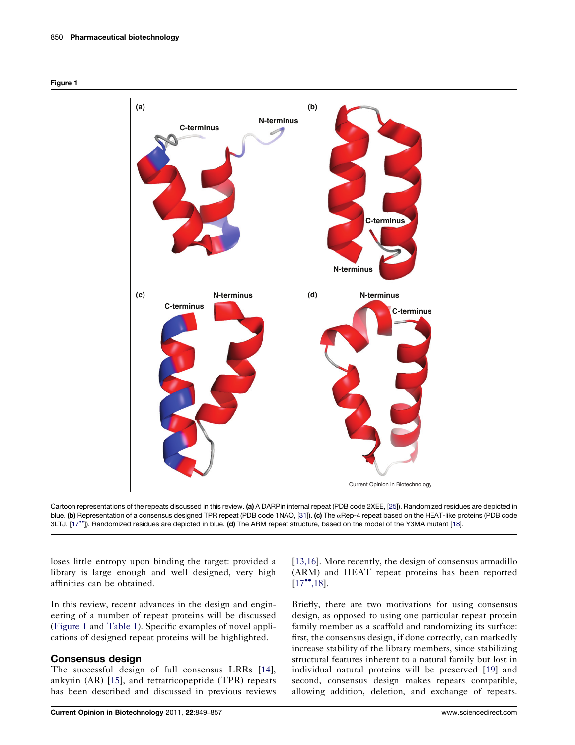Figure 1

Cartoon representations of the repeats discussed in this review. **(a)** A DARPin internal repeat (PDB code 2XEE, [25]). Randomized residues are depicted in blue. **(b)** Representation of a consensus designed TPR repeat (PDB code 1NAO, [31]). **(c)** The αRep-4 repeat based on the HEAT-like proteins (PDB code 3LTJ, [17••]). Randomized residues are depicted in blue. **(d)** The ARM repeat structure, based on the model of the Y3MA mutant [18].

loses little entropy upon binding the target: provided a library is large enough and well designed, very high affinities can be obtained.

In this review, recent advances in the design and engineering of a number of repeat proteins will be discussed (Figure 1 and Table 1). Specific examples of novel applications of designed repeat proteins will be highlighted.

## Consensus design

The successful design of full consensus LRRs [14], ankyrin (AR) [15], and tetratricopeptide (TPR) repeats has been described and discussed in previous reviews [13,16]. More recently, the design of consensus armadillo (ARM) and HEAT repeat proteins has been reported [17••,18].

Briefly, there are two motivations for using consensus design, as opposed to using one particular repeat protein family member as a scaffold and randomizing its surface: first, the consensus design, if done correctly, can markedly increase stability of the library members, since stabilizing structural features inherent to a natural family but lost in individual natural proteins will be preserved [19] and second, consensus design makes repeats compatible, allowing addition, deletion, and exchange of repeats.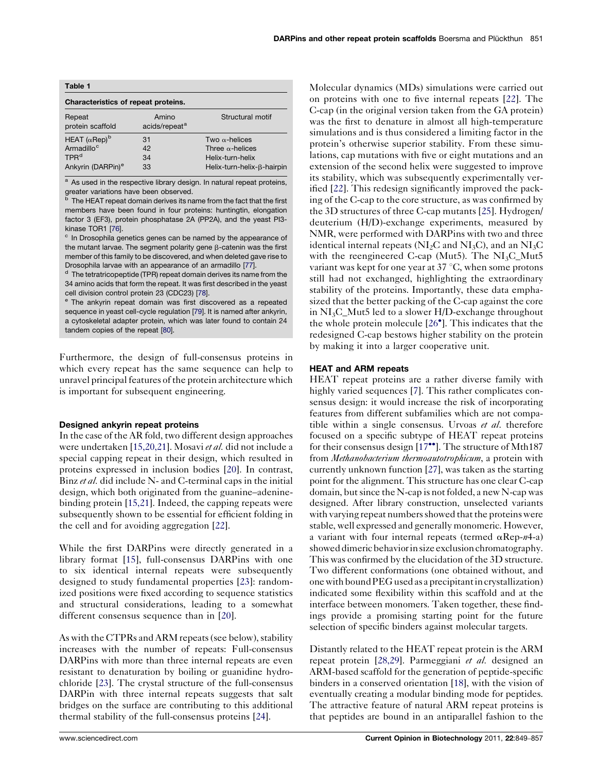**Table 1**

**Characteristics of repeat proteins.**

| Repeat protein scaffold | Amino acids/repeat[a] | Structural motif |
| --- | --- | --- |
| HEAT (αRep)[b] | 31 | Two α-helices |
| Armadillo[c] | 42 | Three α-helices |
| TPR[d] | 34 | Helix-turn-helix |
| Ankyrin (DARPin)[e] | 33 | Helix-turn-helix-β-hairpin |

[a] As used in the respective library design. In natural repeat proteins, greater variations have been observed.

[b] The HEAT repeat domain derives its name from the fact that the first members have been found in four proteins: huntingtin, elongation factor 3 (EF3), protein phosphatase 2A (PP2A), and the yeast PI3-kinase TOR1 [76].

[c] In Drosophila genetics genes can be named by the appearance of the mutant larvae. The segment polarity gene β-catenin was the first member of this family to be discovered, and when deleted gave rise to Drosophila larvae with an appearance of an armadillo [77].

[d] The tetratricopeptide (TPR) repeat domain derives its name from the 34 amino acids that form the repeat. It was first described in the yeast cell division control protein 23 (CDC23) [78].

[e] The ankyrin repeat domain was first discovered as a repeated sequence in yeast cell-cycle regulation [79]. It is named after ankyrin, a cytoskeletal adapter protein, which was later found to contain 24 tandem copies of the repeat [80].

Furthermore, the design of full-consensus proteins in which every repeat has the same sequence can help to unravel principal features of the protein architecture which is important for subsequent engineering.

### Designed ankyrin repeat proteins

In the case of the AR fold, two different design approaches were undertaken [15,20,21]. Mosavi *et al.* did not include a special capping repeat in their design, which resulted in proteins expressed in inclusion bodies [20]. In contrast, Binz *et al.* did include N- and C-terminal caps in the initial design, which both originated from the guanine–adenine-binding protein [15,21]. Indeed, the capping repeats were subsequently shown to be essential for efficient folding in the cell and for avoiding aggregation [22].

While the first DARPins were directly generated in a library format [15], full-consensus DARPins with one to six identical internal repeats were subsequently designed to study fundamental properties [23]: randomized positions were fixed according to sequence statistics and structural considerations, leading to a somewhat different consensus sequence than in [20].

As with the CTPRs and ARM repeats (see below), stability increases with the number of repeats: Full-consensus DARPins with more than three internal repeats are even resistant to denaturation by boiling or guanidine hydrochloride [23]. The crystal structure of the full-consensus DARPin with three internal repeats suggests that salt bridges on the surface are contributing to this additional thermal stability of the full-consensus proteins [24].

Molecular dynamics (MDs) simulations were carried out on proteins with one to five internal repeats [22]. The C-cap (in the original version taken from the GA protein) was the first to denature in almost all high-temperature simulations and is thus considered a limiting factor in the protein's otherwise superior stability. From these simulations, cap mutations with five or eight mutations and an extension of the second helix were suggested to improve its stability, which was subsequently experimentally verified [22]. This redesign significantly improved the packing of the C-cap to the core structure, as was confirmed by the 3D structures of three C-cap mutants [25]. Hydrogen/deuterium (H/D)-exchange experiments, measured by NMR, were performed with DARPins with two and three identical internal repeats ($NI_2C$ and $NI_3C$), and an $NI_3C$ with the reengineered C-cap (Mut5). The $NI_3C$_Mut5 variant was kept for one year at 37 °C, when some protons still had not exchanged, highlighting the extraordinary stability of the proteins. Importantly, these data emphasized that the better packing of the C-cap against the core in $NI_3C$_Mut5 led to a slower H/D-exchange throughout the whole protein molecule [26•]. This indicates that the redesigned C-cap bestows higher stability on the protein by making it into a larger cooperative unit.

### HEAT and ARM repeats

HEAT repeat proteins are a rather diverse family with highly varied sequences [7]. This rather complicates consensus design: it would increase the risk of incorporating features from different subfamilies which are not compatible within a single consensus. Urvoas *et al.* therefore focused on a specific subtype of HEAT repeat proteins for their consensus design [17••]. The structure of Mth187 from *Methanobacterium thermoautotrophicum*, a protein with currently unknown function [27], was taken as the starting point for the alignment. This structure has one clear C-cap domain, but since the N-cap is not folded, a new N-cap was designed. After library construction, unselected variants with varying repeat numbers showed that the proteins were stable, well expressed and generally monomeric. However, a variant with four internal repeats (termed αRep-*n*4-a) showed dimeric behavior in size exclusion chromatography. This was confirmed by the elucidation of the 3D structure. Two different conformations (one obtained without, and one with bound PEG used as a precipitant in crystallization) indicated some flexibility within this scaffold and at the interface between monomers. Taken together, these findings provide a promising starting point for the future selection of specific binders against molecular targets.

Distantly related to the HEAT repeat protein is the ARM repeat protein [28,29]. Parmeggiani *et al.* designed an ARM-based scaffold for the generation of peptide-specific binders in a conserved orientation [18], with the vision of eventually creating a modular binding mode for peptides. The attractive feature of natural ARM repeat proteins is that peptides are bound in an antiparallel fashion to the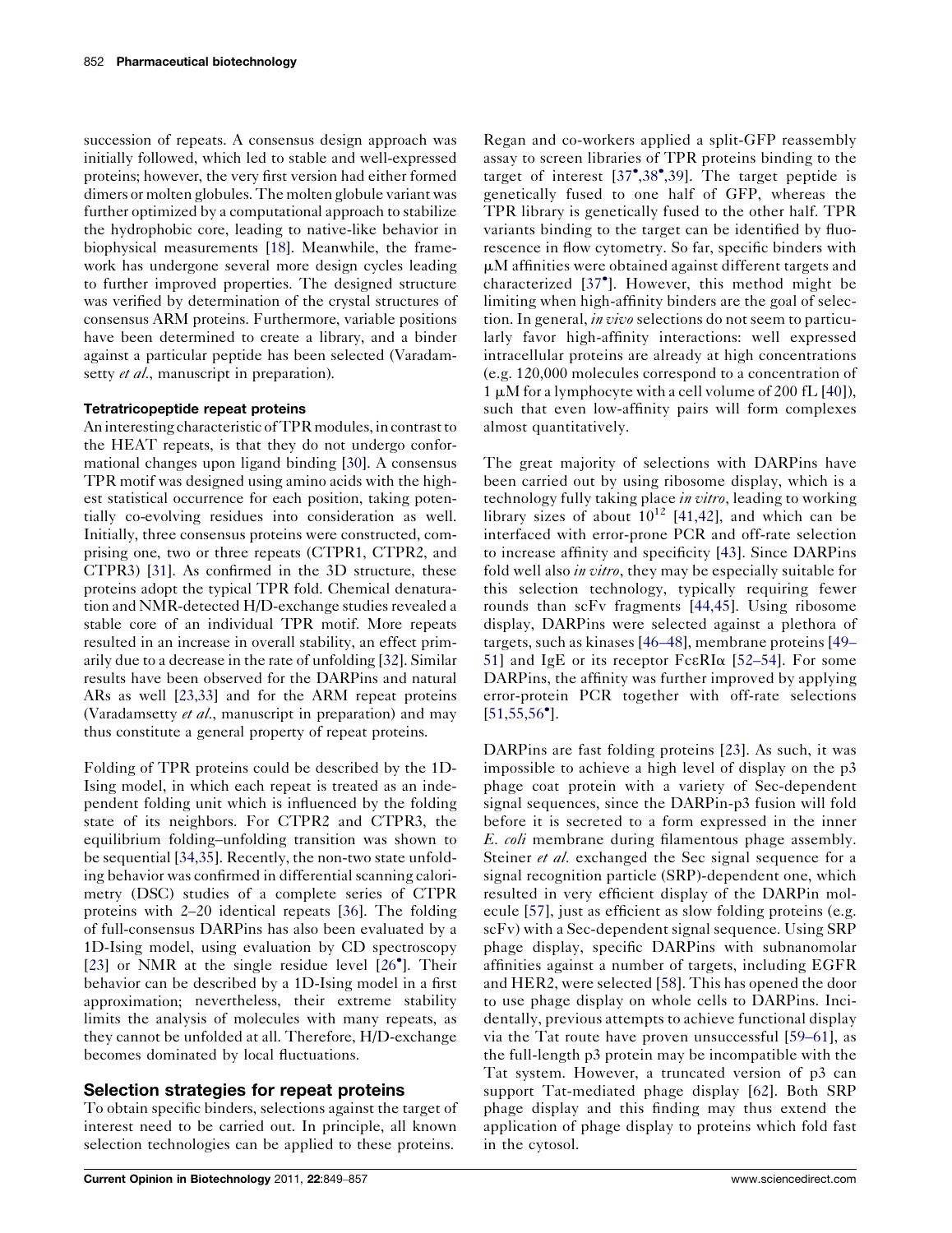succession of repeats. A consensus design approach was initially followed, which led to stable and well-expressed proteins; however, the very first version had either formed dimers or molten globules. The molten globule variant was further optimized by a computational approach to stabilize the hydrophobic core, leading to native-like behavior in biophysical measurements [18]. Meanwhile, the framework has undergone several more design cycles leading to further improved properties. The designed structure was verified by determination of the crystal structures of consensus ARM proteins. Furthermore, variable positions have been determined to create a library, and a binder against a particular peptide has been selected (Varadamsetty *et al.*, manuscript in preparation).

### Tetratricopeptide repeat proteins

An interesting characteristic of TPR modules, in contrast to the HEAT repeats, is that they do not undergo conformational changes upon ligand binding [30]. A consensus TPR motif was designed using amino acids with the highest statistical occurrence for each position, taking potentially co-evolving residues into consideration as well. Initially, three consensus proteins were constructed, comprising one, two or three repeats (CTPR1, CTPR2, and CTPR3) [31]. As confirmed in the 3D structure, these proteins adopt the typical TPR fold. Chemical denaturation and NMR-detected H/D-exchange studies revealed a stable core of an individual TPR motif. More repeats resulted in an increase in overall stability, an effect primarily due to a decrease in the rate of unfolding [32]. Similar results have been observed for the DARPins and natural ARs as well [23,33] and for the ARM repeat proteins (Varadamsetty *et al.*, manuscript in preparation) and may thus constitute a general property of repeat proteins.

Folding of TPR proteins could be described by the 1D-Ising model, in which each repeat is treated as an independent folding unit which is influenced by the folding state of its neighbors. For CTPR2 and CTPR3, the equilibrium folding–unfolding transition was shown to be sequential [34,35]. Recently, the non-two state unfolding behavior was confirmed in differential scanning calorimetry (DSC) studies of a complete series of CTPR proteins with 2–20 identical repeats [36]. The folding of full-consensus DARPins has also been evaluated by a 1D-Ising model, using evaluation by CD spectroscopy [23] or NMR at the single residue level [26•]. Their behavior can be described by a 1D-Ising model in a first approximation; nevertheless, their extreme stability limits the analysis of molecules with many repeats, as they cannot be unfolded at all. Therefore, H/D-exchange becomes dominated by local fluctuations.

## Selection strategies for repeat proteins

To obtain specific binders, selections against the target of interest need to be carried out. In principle, all known selection technologies can be applied to these proteins.

Regan and co-workers applied a split-GFP reassembly assay to screen libraries of TPR proteins binding to the target of interest [37•,38•,39]. The target peptide is genetically fused to one half of GFP, whereas the TPR library is genetically fused to the other half. TPR variants binding to the target can be identified by fluorescence in flow cytometry. So far, specific binders with μM affinities were obtained against different targets and characterized [37•]. However, this method might be limiting when high-affinity binders are the goal of selection. In general, *in vivo* selections do not seem to particularly favor high-affinity interactions: well expressed intracellular proteins are already at high concentrations (e.g. 120,000 molecules correspond to a concentration of 1 μM for a lymphocyte with a cell volume of 200 fL [40]), such that even low-affinity pairs will form complexes almost quantitatively.

The great majority of selections with DARPins have been carried out by using ribosome display, which is a technology fully taking place *in vitro*, leading to working library sizes of about $10^{12}$ [41,42], and which can be interfaced with error-prone PCR and off-rate selection to increase affinity and specificity [43]. Since DARPins fold well also *in vitro*, they may be especially suitable for this selection technology, typically requiring fewer rounds than scFv fragments [44,45]. Using ribosome display, DARPins were selected against a plethora of targets, such as kinases [46–48], membrane proteins [49–51] and IgE or its receptor FcεRIα [52–54]. For some DARPins, the affinity was further improved by applying error-prone PCR together with off-rate selections [51,55,56•].

DARPins are fast folding proteins [23]. As such, it was impossible to achieve a high level of display on the p3 phage coat protein with a variety of Sec-dependent signal sequences, since the DARPin-p3 fusion will fold before it is secreted to a form expressed in the inner *E. coli* membrane during filamentous phage assembly. Steiner *et al.* exchanged the Sec signal sequence for a signal recognition particle (SRP)-dependent one, which resulted in very efficient display of the DARPin molecule [57], just as efficient as slow folding proteins (e.g. scFv) with a Sec-dependent signal sequence. Using SRP phage display, specific DARPins with subnanomolar affinities against a number of targets, including EGFR and HER2, were selected [58]. This has opened the door to use phage display on whole cells to DARPins. Incidentally, previous attempts to achieve functional display via the Tat route have proven unsuccessful [59–61], as the full-length p3 protein may be incompatible with the Tat system. However, a truncated version of p3 can support Tat-mediated phage display [62]. Both SRP phage display and this finding may thus extend the application of phage display to proteins which fold fast in the cytosol.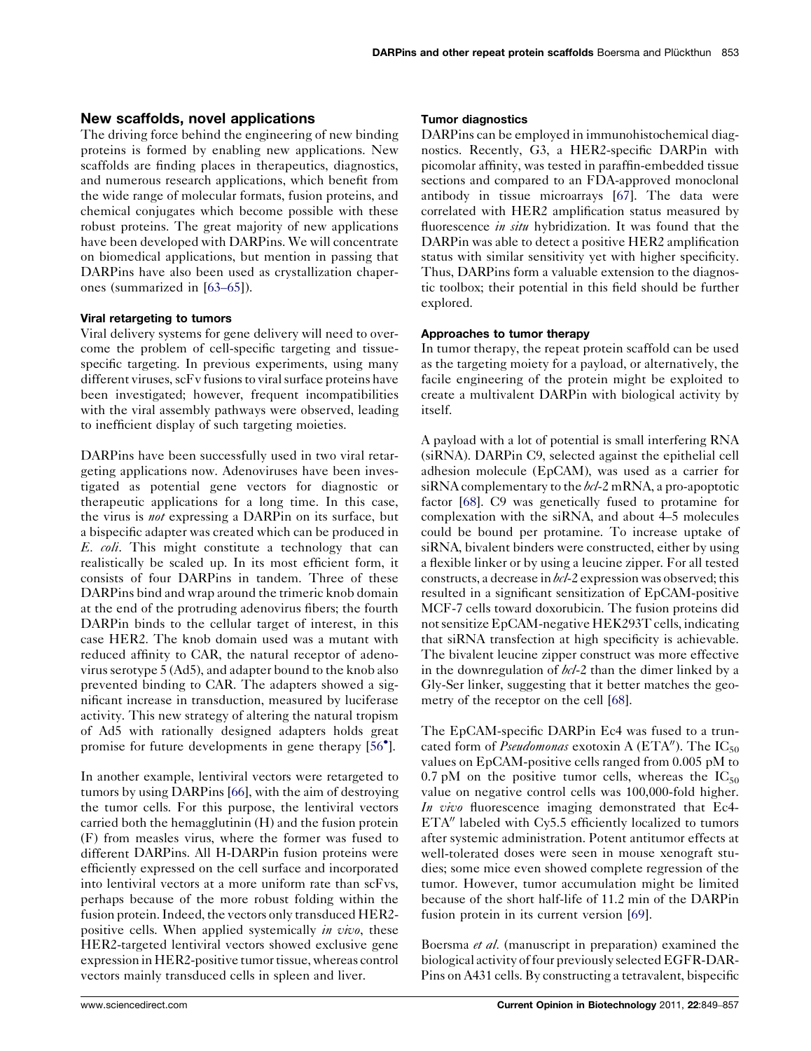## New scaffolds, novel applications

The driving force behind the engineering of new binding proteins is formed by enabling new applications. New scaffolds are finding places in therapeutics, diagnostics, and numerous research applications, which benefit from the wide range of molecular formats, fusion proteins, and chemical conjugates which become possible with these robust proteins. The great majority of new applications have been developed with DARPins. We will concentrate on biomedical applications, but mention in passing that DARPins have also been used as crystallization chaperones (summarized in [63–65]).

### Viral retargeting to tumors

Viral delivery systems for gene delivery will need to overcome the problem of cell-specific targeting and tissue-specific targeting. In previous experiments, using many different viruses, scFv fusions to viral surface proteins have been investigated; however, frequent incompatibilities with the viral assembly pathways were observed, leading to inefficient display of such targeting moieties.

DARPins have been successfully used in two viral retargeting applications now. Adenoviruses have been investigated as potential gene vectors for diagnostic or therapeutic applications for a long time. In this case, the virus is *not* expressing a DARPin on its surface, but a bispecific adapter was created which can be produced in *E. coli*. This might constitute a technology that can realistically be scaled up. In its most efficient form, it consists of four DARPins in tandem. Three of these DARPins bind and wrap around the trimeric knob domain at the end of the protruding adenovirus fibers; the fourth DARPin binds to the cellular target of interest, in this case HER2. The knob domain used was a mutant with reduced affinity to CAR, the natural receptor of adenovirus serotype 5 (Ad5), and adapter bound to the knob also prevented binding to CAR. The adapters showed a significant increase in transduction, measured by luciferase activity. This new strategy of altering the natural tropism of Ad5 with rationally designed adapters holds great promise for future developments in gene therapy [56•].

In another example, lentiviral vectors were retargeted to tumors by using DARPins [66], with the aim of destroying the tumor cells. For this purpose, the lentiviral vectors carried both the hemagglutinin (H) and the fusion protein (F) from measles virus, where the former was fused to different DARPins. All H-DARPin fusion proteins were efficiently expressed on the cell surface and incorporated into lentiviral vectors at a more uniform rate than scFvs, perhaps because of the more robust folding within the fusion protein. Indeed, the vectors only transduced HER2-positive cells. When applied systemically *in vivo*, these HER2-targeted lentiviral vectors showed exclusive gene expression in HER2-positive tumor tissue, whereas control vectors mainly transduced cells in spleen and liver.

### Tumor diagnostics

DARPins can be employed in immunohistochemical diagnostics. Recently, G3, a HER2-specific DARPin with picomolar affinity, was tested in paraffin-embedded tissue sections and compared to an FDA-approved monoclonal antibody in tissue microarrays [67]. The data were correlated with HER2 amplification status measured by fluorescence *in situ* hybridization. It was found that the DARPin was able to detect a positive HER2 amplification status with similar sensitivity yet with higher specificity. Thus, DARPins form a valuable extension to the diagnostic toolbox; their potential in this field should be further explored.

### Approaches to tumor therapy

In tumor therapy, the repeat protein scaffold can be used as the targeting moiety for a payload, or alternatively, the facile engineering of the protein might be exploited to create a multivalent DARPin with biological activity by itself.

A payload with a lot of potential is small interfering RNA (siRNA). DARPin C9, selected against the epithelial cell adhesion molecule (EpCAM), was used as a carrier for siRNA complementary to the *bcl-2* mRNA, a pro-apoptotic factor [68]. C9 was genetically fused to protamine for complexation with the siRNA, and about 4–5 molecules could be bound per protamine. To increase uptake of siRNA, bivalent binders were constructed, either by using a flexible linker or by using a leucine zipper. For all tested constructs, a decrease in *bcl-2* expression was observed; this resulted in a significant sensitization of EpCAM-positive MCF-7 cells toward doxorubicin. The fusion proteins did not sensitize EpCAM-negative HEK293T cells, indicating that siRNA transfection at high specificity is achievable. The bivalent leucine zipper construct was more effective in the downregulation of *bcl-2* than the dimer linked by a Gly-Ser linker, suggesting that it better matches the geometry of the receptor on the cell [68].

The EpCAM-specific DARPin Ec4 was fused to a truncated form of *Pseudomonas* exotoxin A (ETA″). The $IC_{50}$ values on EpCAM-positive cells ranged from 0.005 pM to 0.7 pM on the positive tumor cells, whereas the $IC_{50}$ value on negative control cells was 100,000-fold higher. *In vivo* fluorescence imaging demonstrated that Ec4-ETA″ labeled with Cy5.5 efficiently localized to tumors after systemic administration. Potent antitumor effects at well-tolerated doses were seen in mouse xenograft studies; some mice even showed complete regression of the tumor. However, tumor accumulation might be limited because of the short half-life of 11.2 min of the DARPin fusion protein in its current version [69].

Boersma *et al.* (manuscript in preparation) examined the biological activity of four previously selected EGFR-DARPins on A431 cells. By constructing a tetravalent, bispecific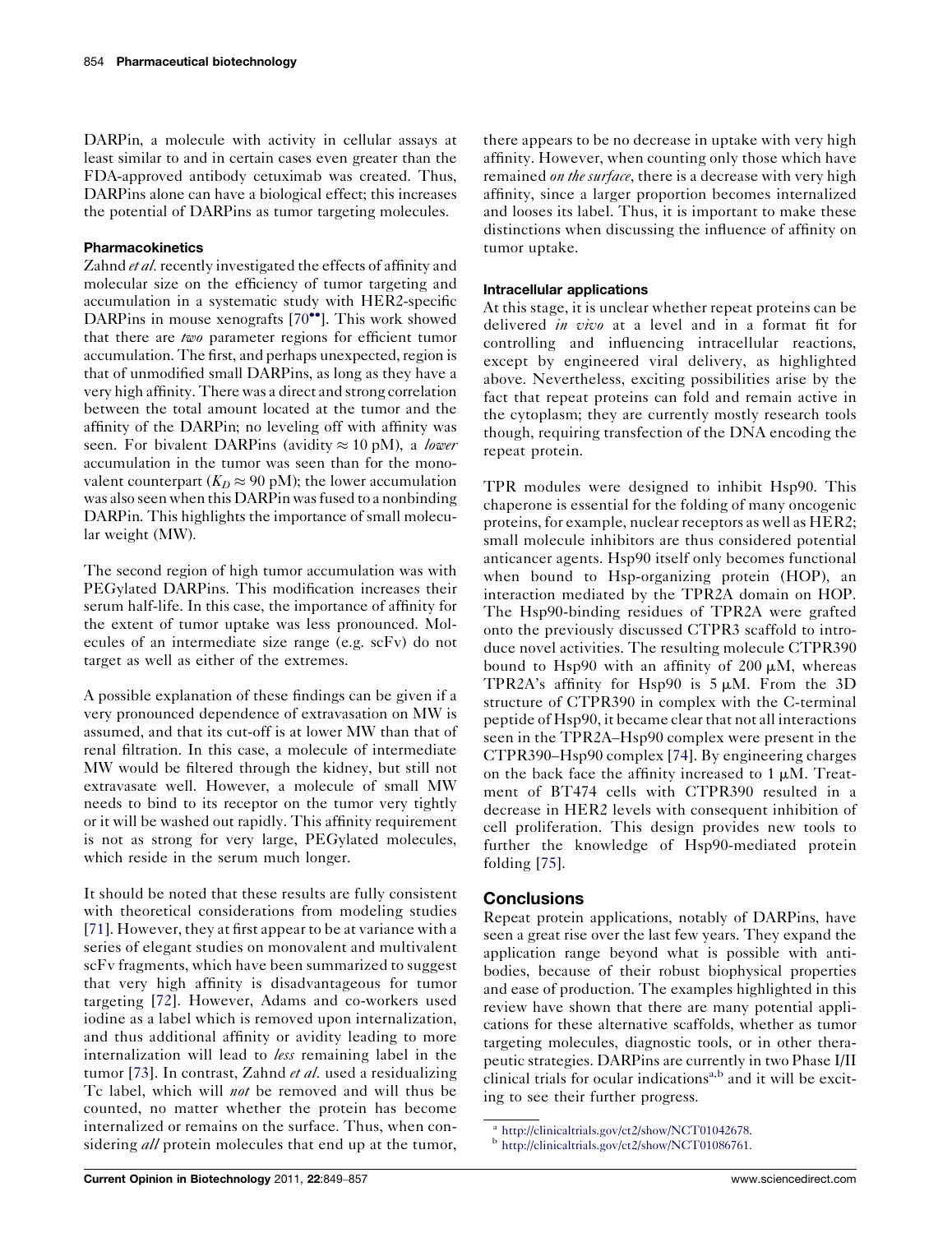DARPin, a molecule with activity in cellular assays at least similar to and in certain cases even greater than the FDA-approved antibody cetuximab was created. Thus, DARPins alone can have a biological effect; this increases the potential of DARPins as tumor targeting molecules.

### Pharmacokinetics

Zahnd *et al.* recently investigated the effects of affinity and molecular size on the efficiency of tumor targeting and accumulation in a systematic study with HER2-specific DARPins in mouse xenografts [70••]. This work showed that there are *two* parameter regions for efficient tumor accumulation. The first, and perhaps unexpected, region is that of unmodified small DARPins, as long as they have a very high affinity. There was a direct and strong correlation between the total amount located at the tumor and the affinity of the DARPin; no leveling off with affinity was seen. For bivalent DARPins (avidity $\approx$ 10 pM), a *lower* accumulation in the tumor was seen than for the monovalent counterpart ($K_D \approx$ 90 pM); the lower accumulation was also seen when this DARPin was fused to a nonbinding DARPin. This highlights the importance of small molecular weight (MW).

The second region of high tumor accumulation was with PEGylated DARPins. This modification increases their serum half-life. In this case, the importance of affinity for the extent of tumor uptake was less pronounced. Molecules of an intermediate size range (e.g. scFv) do not target as well as either of the extremes.

A possible explanation of these findings can be given if a very pronounced dependence of extravasation on MW is assumed, and that its cut-off is at lower MW than that of renal filtration. In this case, a molecule of intermediate MW would be filtered through the kidney, but still not extravasate well. However, a molecule of small MW needs to bind to its receptor on the tumor very tightly or it will be washed out rapidly. This affinity requirement is not as strong for very large, PEGylated molecules, which reside in the serum much longer.

It should be noted that these results are fully consistent with theoretical considerations from modeling studies [71]. However, they at first appear to be at variance with a series of elegant studies on monovalent and multivalent scFv fragments, which have been summarized to suggest that very high affinity is disadvantageous for tumor targeting [72]. However, Adams and co-workers used iodine as a label which is removed upon internalization, and thus additional affinity or avidity leading to more internalization will lead to *less* remaining label in the tumor [73]. In contrast, Zahnd *et al.* used a residualizing Tc label, which will *not* be removed and will thus be counted, no matter whether the protein has become internalized or remains on the surface. Thus, when considering *all* protein molecules that end up at the tumor, there appears to be no decrease in uptake with very high affinity. However, when counting only those which have remained *on the surface*, there is a decrease with very high affinity, since a larger proportion becomes internalized and looses its label. Thus, it is important to make these distinctions when discussing the influence of affinity on tumor uptake.

### Intracellular applications

At this stage, it is unclear whether repeat proteins can be delivered *in vivo* at a level and in a format fit for controlling and influencing intracellular reactions, except by engineered viral delivery, as highlighted above. Nevertheless, exciting possibilities arise by the fact that repeat proteins can fold and remain active in the cytoplasm; they are currently mostly research tools though, requiring transfection of the DNA encoding the repeat protein.

TPR modules were designed to inhibit Hsp90. This chaperone is essential for the folding of many oncogenic proteins, for example, nuclear receptors as well as HER2; small molecule inhibitors are thus considered potential anticancer agents. Hsp90 itself only becomes functional when bound to Hsp-organizing protein (HOP), an interaction mediated by the TPR2A domain on HOP. The Hsp90-binding residues of TPR2A were grafted onto the previously discussed CTPR3 scaffold to introduce novel activities. The resulting molecule CTPR390 bound to Hsp90 with an affinity of 200 $\mu$M, whereas TPR2A's affinity for Hsp90 is 5 $\mu$M. From the 3D structure of CTPR390 in complex with the C-terminal peptide of Hsp90, it became clear that not all interactions seen in the TPR2A–Hsp90 complex were present in the CTPR390–Hsp90 complex [74]. By engineering charges on the back face the affinity increased to 1 $\mu$M. Treatment of BT474 cells with CTPR390 resulted in a decrease in HER2 levels with consequent inhibition of cell proliferation. This design provides new tools to further the knowledge of Hsp90-mediated protein folding [75].

## Conclusions

Repeat protein applications, notably of DARPins, have seen a great rise over the last few years. They expand the application range beyond what is possible with antibodies, because of their robust biophysical properties and ease of production. The examples highlighted in this review have shown that there are many potential applications for these alternative scaffolds, whether as tumor targeting molecules, diagnostic tools, or in other therapeutic strategies. DARPins are currently in two Phase I/II clinical trials for ocular indications[a,b] and it will be exciting to see their further progress.

[a] http://clinicaltrials.gov/ct2/show/NCT01042678.

[b] http://clinicaltrials.gov/ct2/show/NCT01086761.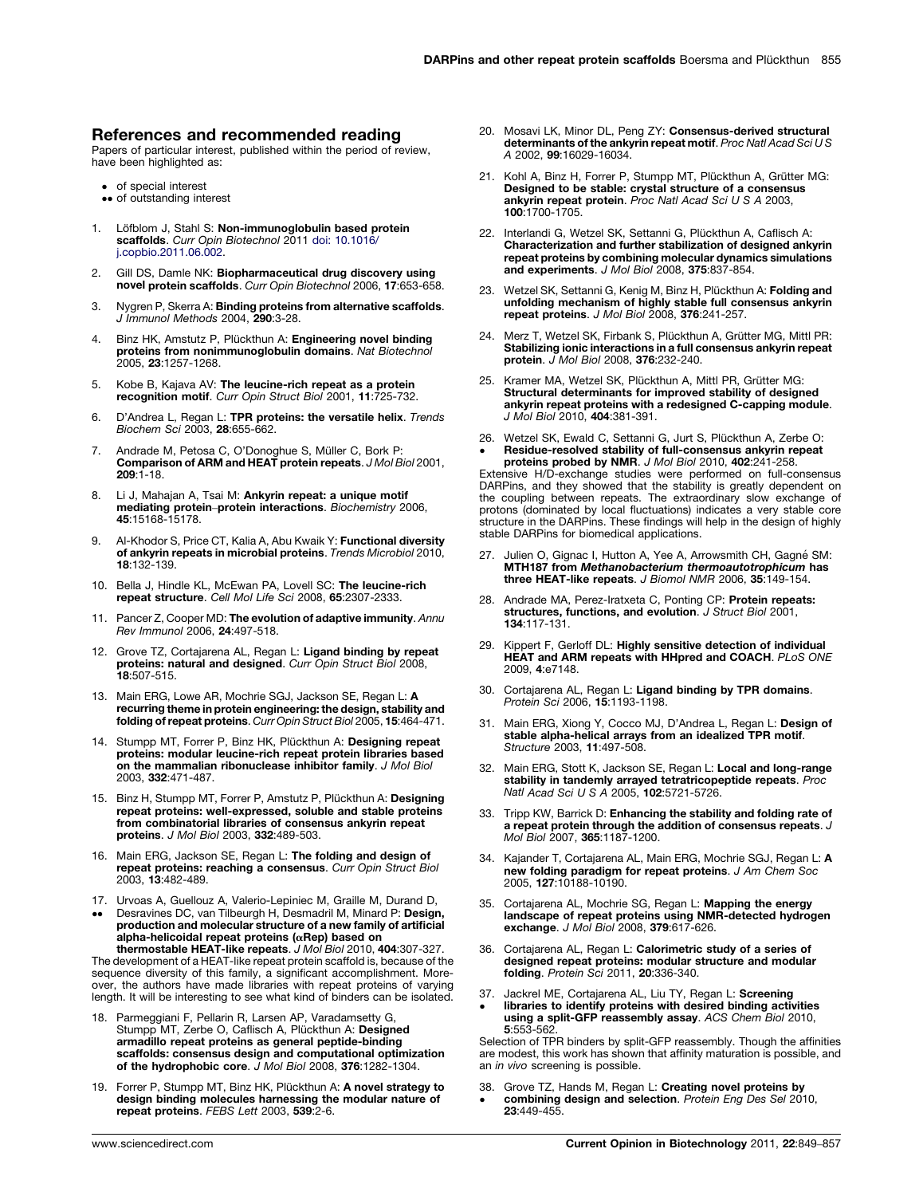## References and recommended reading

Papers of particular interest, published within the period of review, have been highlighted as:

- • of special interest
- •• of outstanding interest

1. Löfblom J, Stahl S: **Non-immunoglobulin based protein scaffolds**. *Curr Opin Biotechnol* 2011 doi: 10.1016/j.copbio.2011.06.002.

2. Gill DS, Damle NK: **Biopharmaceutical drug discovery using novel protein scaffolds**. *Curr Opin Biotechnol* 2006, **17**:653-658.

3. Nygren P, Skerra A: **Binding proteins from alternative scaffolds**. *J Immunol Methods* 2004, **290**:3-28.

4. Binz HK, Amstutz P, Plückthun A: **Engineering novel binding proteins from nonimmunoglobulin domains**. *Nat Biotechnol* 2005, **23**:1257-1268.

5. Kobe B, Kajava AV: **The leucine-rich repeat as a protein recognition motif**. *Curr Opin Struct Biol* 2001, **11**:725-732.

6. D'Andrea L, Regan L: **TPR proteins: the versatile helix**. *Trends Biochem Sci* 2003, **28**:655-662.

7. Andrade M, Petosa C, O'Donoghue S, Müller C, Bork P: **Comparison of ARM and HEAT protein repeats**. *J Mol Biol* 2001, **209**:1-18.

8. Li J, Mahajan A, Tsai M: **Ankyrin repeat: a unique motif mediating protein–protein interactions**. *Biochemistry* 2006, **45**:15168-15178.

9. Al-Khodor S, Price CT, Kalia A, Abu Kwaik Y: **Functional diversity of ankyrin repeats in microbial proteins**. *Trends Microbiol* 2010, **18**:132-139.

10. Bella J, Hindle KL, McEwan PA, Lovell SC: **The leucine-rich repeat structure**. *Cell Mol Life Sci* 2008, **65**:2307-2333.

11. Pancer Z, Cooper MD: **The evolution of adaptive immunity**. *Annu Rev Immunol* 2006, **24**:497-518.

12. Grove TZ, Cortajarena AL, Regan L: **Ligand binding by repeat proteins: natural and designed**. *Curr Opin Struct Biol* 2008, **18**:507-515.

13. Main ERG, Lowe AR, Mochrie SGJ, Jackson SE, Regan L: **A recurring theme in protein engineering: the design, stability and folding of repeat proteins**. *Curr Opin Struct Biol* 2005, **15**:464-471.

14. Stumpp MT, Forrer P, Binz HK, Plückthun A: **Designing repeat proteins: modular leucine-rich repeat protein libraries based on the mammalian ribonuclease inhibitor family**. *J Mol Biol* 2003, **332**:471-487.

15. Binz H, Stumpp MT, Forrer P, Amstutz P, Plückthun A: **Designing repeat proteins: well-expressed, soluble and stable proteins from combinatorial libraries of consensus ankyrin repeat proteins**. *J Mol Biol* 2003, **332**:489-503.

16. Main ERG, Jackson SE, Regan L: **The folding and design of repeat proteins: reaching a consensus**. *Curr Opin Struct Biol* 2003, **13**:482-489.

17. •• Urvoas A, Guellouz A, Valerio-Lepiniec M, Graille M, Durand D, Desravines DC, van Tilbeurgh H, Desmadril M, Minard P: **Design, production and molecular structure of a new family of artificial alpha-helicoidal repeat proteins (αRep) based on thermostable HEAT-like repeats**. *J Mol Biol* 2010, **404**:307-327.

The development of a HEAT-like repeat protein scaffold is, because of the sequence diversity of this family, a significant accomplishment. Moreover, the authors have made libraries with repeat proteins of varying length. It will be interesting to see what kind of binders can be isolated.

18. Parmeggiani F, Pellarin R, Larsen AP, Varadamsetty G, Stumpp MT, Zerbe O, Caflisch A, Plückthun A: **Designed armadillo repeat proteins as general peptide-binding scaffolds: consensus design and computational optimization of the hydrophobic core**. *J Mol Biol* 2008, **376**:1282-1304.

19. Forrer P, Stumpp MT, Binz HK, Plückthun A: **A novel strategy to design binding molecules harnessing the modular nature of repeat proteins**. *FEBS Lett* 2003, **539**:2-6.

20. Mosavi LK, Minor DL, Peng ZY: **Consensus-derived structural determinants of the ankyrin repeat motif**. *Proc Natl Acad Sci U S A* 2002, **99**:16029-16034.

21. Kohl A, Binz H, Forrer P, Stumpp MT, Plückthun A, Grütter MG: **Designed to be stable: crystal structure of a consensus ankyrin repeat protein**. *Proc Natl Acad Sci U S A* 2003, **100**:1700-1705.

22. Interlandi G, Wetzel SK, Settanni G, Plückthun A, Caflisch A: **Characterization and further stabilization of designed ankyrin repeat proteins by combining molecular dynamics simulations and experiments**. *J Mol Biol* 2008, **375**:837-854.

23. Wetzel SK, Settanni G, Kenig M, Binz H, Plückthun A: **Folding and unfolding mechanism of highly stable full consensus ankyrin repeat proteins**. *J Mol Biol* 2008, **376**:241-257.

24. Merz T, Wetzel SK, Firbank S, Plückthun A, Grütter MG, Mittl PR: **Stabilizing ionic interactions in a full consensus ankyrin repeat protein**. *J Mol Biol* 2008, **376**:232-240.

25. Kramer MA, Wetzel SK, Plückthun A, Mittl PR, Grütter MG: **Structural determinants for improved stability of designed ankyrin repeat proteins with a redesigned C-capping module**. *J Mol Biol* 2010, **404**:381-391.

26. • Wetzel SK, Ewald C, Settanni G, Jurt S, Plückthun A, Zerbe O: **Residue-resolved stability of full-consensus ankyrin repeat proteins probed by NMR**. *J Mol Biol* 2010, **402**:241-258.

Extensive H/D-exchange studies were performed on full-consensus DARPins, and they showed that the stability is greatly dependent on the coupling between repeats. The extraordinary slow exchange of protons (dominated by local fluctuations) indicates a very stable core structure in the DARPins. These findings will help in the design of highly stable DARPins for biomedical applications.

27. Julien O, Gignac I, Hutton A, Yee A, Arrowsmith CH, Gagné SM: **MTH187 from *Methanobacterium thermoautotrophicum* has three HEAT-like repeats**. *J Biomol NMR* 2006, **35**:149-154.

28. Andrade MA, Perez-Iratxeta C, Ponting CP: **Protein repeats: structures, functions, and evolution**. *J Struct Biol* 2001, **134**:117-131.

29. Kippert F, Gerloff DL: **Highly sensitive detection of individual HEAT and ARM repeats with HHpred and COACH**. *PLoS ONE* 2009, **4**:e7148.

30. Cortajarena AL, Regan L: **Ligand binding by TPR domains**. *Protein Sci* 2006, **15**:1193-1198.

31. Main ERG, Xiong Y, Cocco MJ, D'Andrea L, Regan L: **Design of stable alpha-helical arrays from an idealized TPR motif**. *Structure* 2003, **11**:497-508.

32. Main ERG, Stott K, Jackson SE, Regan L: **Local and long-range stability in tandemly arrayed tetratricopeptide repeats**. *Proc Natl Acad Sci U S A* 2005, **102**:5721-5726.

33. Tripp KW, Barrick D: **Enhancing the stability and folding rate of a repeat protein through the addition of consensus repeats**. *J Mol Biol* 2007, **365**:1187-1200.

34. Kajander T, Cortajarena AL, Main ERG, Mochrie SGJ, Regan L: **A new folding paradigm for repeat proteins**. *J Am Chem Soc* 2005, **127**:10188-10190.

35. Cortajarena AL, Mochrie SG, Regan L: **Mapping the energy landscape of repeat proteins using NMR-detected hydrogen exchange**. *J Mol Biol* 2008, **379**:617-626.

36. Cortajarena AL, Regan L: **Calorimetric study of a series of designed repeat proteins: modular structure and modular folding**. *Protein Sci* 2011, **20**:336-340.

37. • Jackrel ME, Cortajarena AL, Liu TY, Regan L: **Screening libraries to identify proteins with desired binding activities using a split-GFP reassembly assay**. *ACS Chem Biol* 2010, **5**:553-562.

Selection of TPR binders by split-GFP reassembly. Though the affinities are modest, this work has shown that affinity maturation is possible, and an *in vivo* screening is possible.

38. • Grove TZ, Hands M, Regan L: **Creating novel proteins by combining design and selection**. *Protein Eng Des Sel* 2010, **23**:449-455.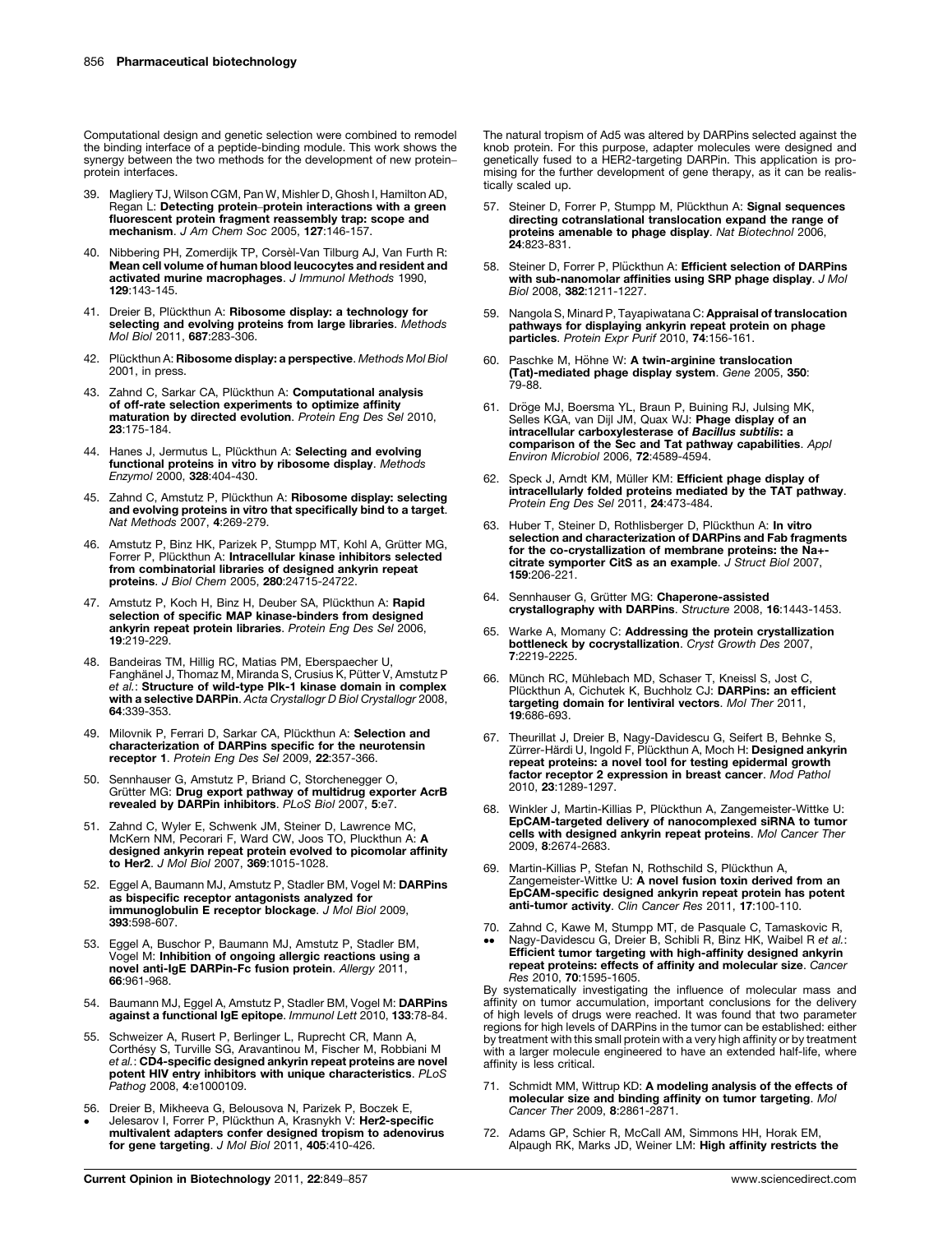Computational design and genetic selection were combined to remodel the binding interface of a peptide-binding module. This work shows the synergy between the two methods for the development of new protein–protein interfaces.

39. Magliery TJ, Wilson CGM, Pan W, Mishler D, Ghosh I, Hamilton AD, Regan L: **Detecting protein–protein interactions with a green fluorescent protein fragment reassembly trap: scope and mechanism**. *J Am Chem Soc* 2005, **127**:146-157.

40. Nibbering PH, Zomerdijk TP, Corsèl-Van Tilburg AJ, Van Furth R: **Mean cell volume of human blood leucocytes and resident and activated murine macrophages**. *J Immunol Methods* 1990, **129**:143-145.

41. Dreier B, Plückthun A: **Ribosome display: a technology for selecting and evolving proteins from large libraries**. *Methods Mol Biol* 2011, **687**:283-306.

42. Plückthun A: **Ribosome display: a perspective**. *Methods Mol Biol* 2001, in press.

43. Zahnd C, Sarkar CA, Plückthun A: **Computational analysis of off-rate selection experiments to optimize affinity maturation by directed evolution**. *Protein Eng Des Sel* 2010, **23**:175-184.

44. Hanes J, Jermutus L, Plückthun A: **Selecting and evolving functional proteins in vitro by ribosome display**. *Methods Enzymol* 2000, **328**:404-430.

45. Zahnd C, Amstutz P, Plückthun A: **Ribosome display: selecting and evolving proteins in vitro that specifically bind to a target**. *Nat Methods* 2007, **4**:269-279.

46. Amstutz P, Binz HK, Parizek P, Stumpp MT, Kohl A, Grütter MG, Forrer P, Plückthun A: **Intracellular kinase inhibitors selected from combinatorial libraries of designed ankyrin repeat proteins**. *J Biol Chem* 2005, **280**:24715-24722.

47. Amstutz P, Koch H, Binz H, Deuber SA, Plückthun A: **Rapid selection of specific MAP kinase-binders from designed ankyrin repeat protein libraries**. *Protein Eng Des Sel* 2006, **19**:219-229.

48. Bandeiras TM, Hillig RC, Matias PM, Eberspaecher U, Fanghänel J, Thomaz M, Miranda S, Crusius K, Pütter V, Amstutz P *et al.*: **Structure of wild-type Plk-1 kinase domain in complex with a selective DARPin**. *Acta Crystallogr D Biol Crystallogr* 2008, **64**:339-353.

49. Milovnik P, Ferrari D, Sarkar CA, Plückthun A: **Selection and characterization of DARPins specific for the neurotensin receptor 1**. *Protein Eng Des Sel* 2009, **22**:357-366.

50. Sennhauser G, Amstutz P, Briand C, Storchenegger O, Grütter MG: **Drug export pathway of multidrug exporter AcrB revealed by DARPin inhibitors**. *PLoS Biol* 2007, **5**:e7.

51. Zahnd C, Wyler E, Schwenk JM, Steiner D, Lawrence MC, McKern NM, Pecorari F, Ward CW, Joos TO, Pluckthun A: **A designed ankyrin repeat protein evolved to picomolar affinity to Her2**. *J Mol Biol* 2007, **369**:1015-1028.

52. Eggel A, Baumann MJ, Amstutz P, Stadler BM, Vogel M: **DARPins as bispecific receptor antagonists analyzed for immunoglobulin E receptor blockage**. *J Mol Biol* 2009, **393**:598-607.

53. Eggel A, Buschor P, Baumann MJ, Amstutz P, Stadler BM, Vogel M: **Inhibition of ongoing allergic reactions using a novel anti-IgE DARPin-Fc fusion protein**. *Allergy* 2011, **66**:961-968.

54. Baumann MJ, Eggel A, Amstutz P, Stadler BM, Vogel M: **DARPins against a functional IgE epitope**. *Immunol Lett* 2010, **133**:78-84.

55. Schweizer A, Rusert P, Berlinger L, Ruprecht CR, Mann A, Corthésy S, Turville SG, Aravantinou M, Fischer M, Robbiani M *et al.*: **CD4-specific designed ankyrin repeat proteins are novel potent HIV entry inhibitors with unique characteristics**. *PLoS Pathog* 2008, **4**:e1000109.

56. • Dreier B, Mikheeva G, Belousova N, Parizek P, Boczek E, Jelesarov I, Forrer P, Plückthun A, Krasnykh V: **Her2-specific multivalent adapters confer designed tropism to adenovirus for gene targeting**. *J Mol Biol* 2011, **405**:410-426.

The natural tropism of Ad5 was altered by DARPins selected against the knob protein. For this purpose, adapter molecules were designed and genetically fused to a HER2-targeting DARPin. This application is promising for the further development of gene therapy, as it can be realistically scaled up.

57. Steiner D, Forrer P, Stumpp M, Plückthun A: **Signal sequences directing cotranslational translocation expand the range of proteins amenable to phage display**. *Nat Biotechnol* 2006, **24**:823-831.

58. Steiner D, Forrer P, Plückthun A: **Efficient selection of DARPins with sub-nanomolar affinities using SRP phage display**. *J Mol Biol* 2008, **382**:1211-1227.

59. Nangola S, Minard P, Tayapiwatana C: **Appraisal of translocation pathways for displaying ankyrin repeat protein on phage particles**. *Protein Expr Purif* 2010, **74**:156-161.

60. Paschke M, Höhne W: **A twin-arginine translocation (Tat)-mediated phage display system**. *Gene* 2005, **350**: 79-88.

61. Dröge MJ, Boersma YL, Braun P, Buining RJ, Julsing MK, Selles KGA, van Dijl JM, Quax WJ: **Phage display of an intracellular carboxylesterase of *Bacillus subtilis*: a comparison of the Sec and Tat pathway capabilities**. *Appl Environ Microbiol* 2006, **72**:4589-4594.

62. Speck J, Arndt KM, Müller KM: **Efficient phage display of intracellularly folded proteins mediated by the TAT pathway**. *Protein Eng Des Sel* 2011, **24**:473-484.

63. Huber T, Steiner D, Rothlisberger D, Plückthun A: **In vitro selection and characterization of DARPins and Fab fragments for the co-crystallization of membrane proteins: the Na+-citrate symporter CitS as an example**. *J Struct Biol* 2007, **159**:206-221.

64. Sennhauser G, Grütter MG: **Chaperone-assisted crystallography with DARPins**. *Structure* 2008, **16**:1443-1453.

65. Warke A, Momany C: **Addressing the protein crystallization bottleneck by cocrystallization**. *Cryst Growth Des* 2007, **7**:2219-2225.

66. Münch RC, Mühlebach MD, Schaser T, Kneissl S, Jost C, Plückthun A, Cichutek K, Buchholz CJ: **DARPins: an efficient targeting domain for lentiviral vectors**. *Mol Ther* 2011, **19**:686-693.

67. Theurillat J, Dreier B, Nagy-Davidescu G, Seifert B, Behnke S, Zürrer-Härdi U, Ingold F, Plückthun A, Moch H: **Designed ankyrin repeat proteins: a novel tool for testing epidermal growth factor receptor 2 expression in breast cancer**. *Mod Pathol* 2010, **23**:1289-1297.

68. Winkler J, Martin-Killias P, Plückthun A, Zangemeister-Wittke U: **EpCAM-targeted delivery of nanocomplexed siRNA to tumor cells with designed ankyrin repeat proteins**. *Mol Cancer Ther* 2009, **8**:2674-2683.

69. Martin-Killias P, Stefan N, Rothschild S, Plückthun A, Zangemeister-Wittke U: **A novel fusion toxin derived from an EpCAM-specific designed ankyrin repeat protein has potent anti-tumor activity**. *Clin Cancer Res* 2011, **17**:100-110.

70. •• Zahnd C, Kawe M, Stumpp MT, de Pasquale C, Tamaskovic R, Nagy-Davidescu G, Dreier B, Schibli R, Binz HK, Waibel R *et al.*: **Efficient tumor targeting with high-affinity designed ankyrin repeat proteins: effects of affinity and molecular size**. *Cancer Res* 2010, **70**:1595-1605.

By systematically investigating the influence of molecular mass and affinity on tumor accumulation, important conclusions for the delivery of high levels of drugs were reached. It was found that two parameter regions for high levels of DARPins in the tumor can be established: either by treatment with this small protein with a very high affinity or by treatment with a larger molecule engineered to have an extended half-life, where affinity is less critical.

71. Schmidt MM, Wittrup KD: **A modeling analysis of the effects of molecular size and binding affinity on tumor targeting**. *Mol Cancer Ther* 2009, **8**:2861-2871.

72. Adams GP, Schier R, McCall AM, Simmons HH, Horak EM, Alpaugh RK, Marks JD, Weiner LM: **High affinity restricts the**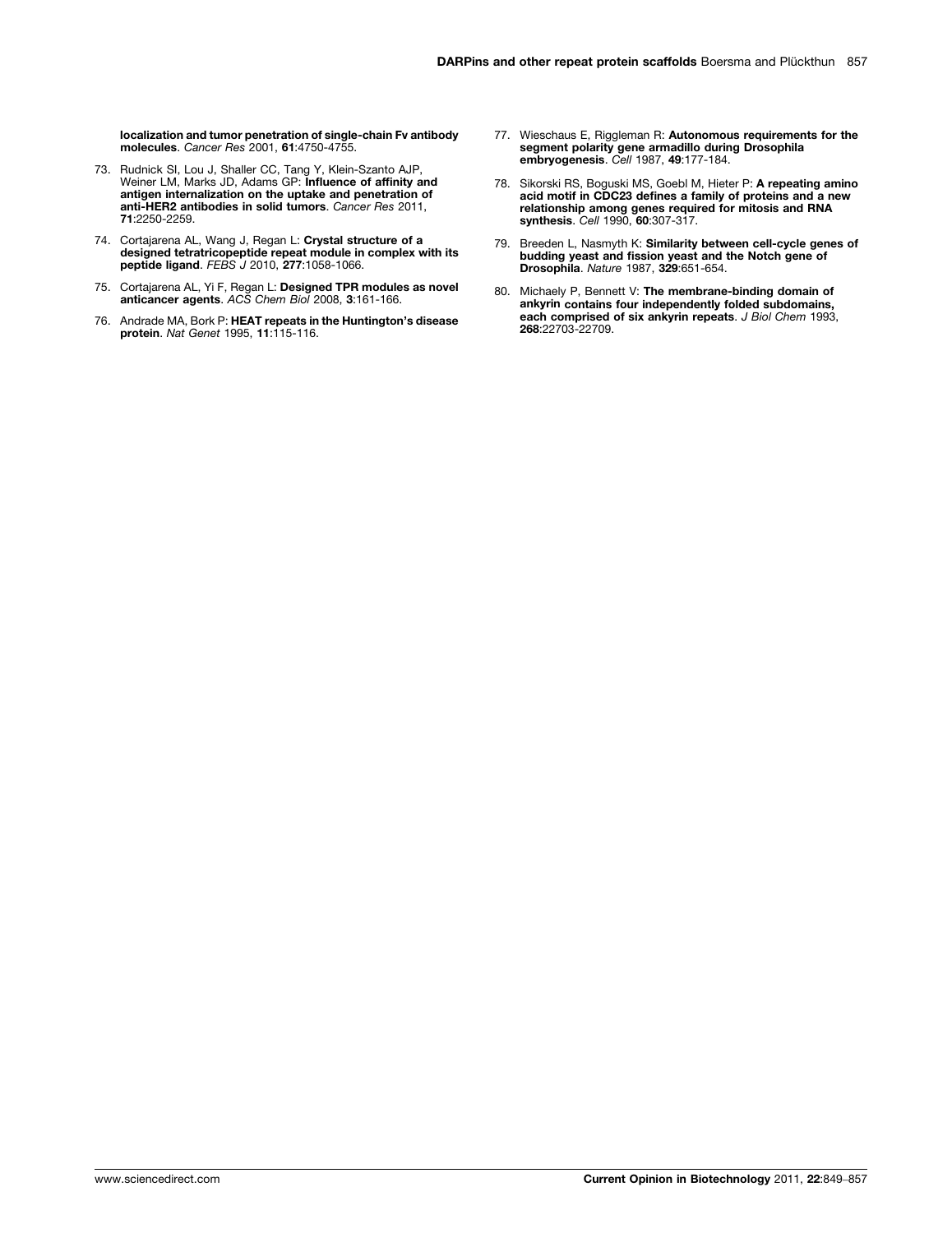**localization and tumor penetration of single-chain Fv antibody molecules**. *Cancer Res* 2001, **61**:4750-4755.

73. Rudnick SI, Lou J, Shaller CC, Tang Y, Klein-Szanto AJP, Weiner LM, Marks JD, Adams GP: **Influence of affinity and antigen internalization on the uptake and penetration of anti-HER2 antibodies in solid tumors**. *Cancer Res* 2011, **71**:2250-2259.

74. Cortajarena AL, Wang J, Regan L: **Crystal structure of a designed tetratricopeptide repeat module in complex with its peptide ligand**. *FEBS J* 2010, **277**:1058-1066.

75. Cortajarena AL, Yi F, Regan L: **Designed TPR modules as novel anticancer agents**. *ACS Chem Biol* 2008, **3**:161-166.

76. Andrade MA, Bork P: **HEAT repeats in the Huntington's disease protein**. *Nat Genet* 1995, **11**:115-116.

77. Wieschaus E, Riggleman R: **Autonomous requirements for the segment polarity gene armadillo during Drosophila embryogenesis**. *Cell* 1987, **49**:177-184.

78. Sikorski RS, Boguski MS, Goebl M, Hieter P: **A repeating amino acid motif in CDC23 defines a family of proteins and a new relationship among genes required for mitosis and RNA synthesis**. *Cell* 1990, **60**:307-317.

79. Breeden L, Nasmyth K: **Similarity between cell-cycle genes of budding yeast and fission yeast and the Notch gene of Drosophila**. *Nature* 1987, **329**:651-654.

80. Michaely P, Bennett V: **The membrane-binding domain of ankyrin contains four independently folded subdomains, each comprised of six ankyrin repeats**. *J Biol Chem* 1993, **268**:22703-22709.